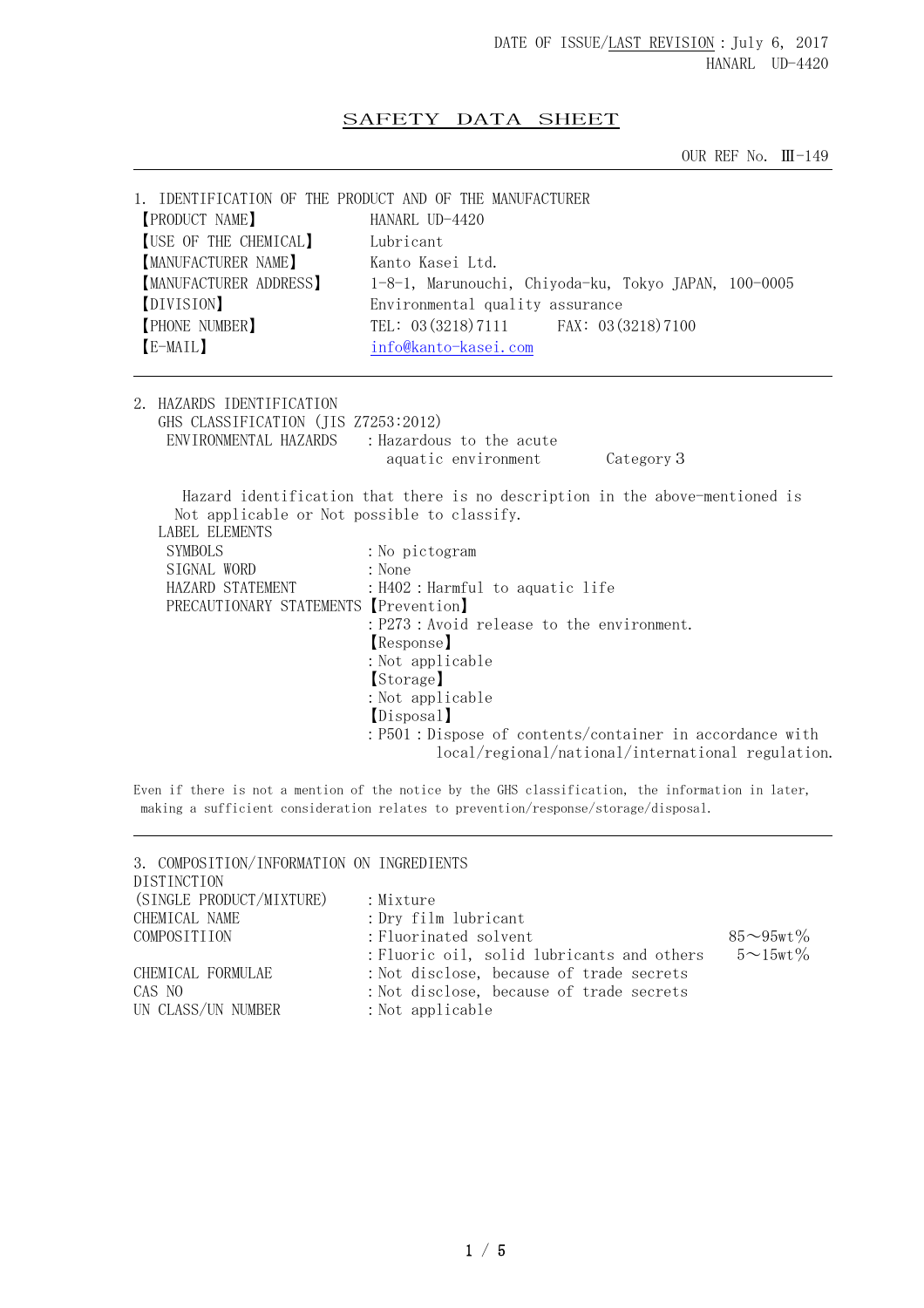DATE OF ISSUE/LAST REVISION：July 6, 2017
HANARL UD-4420

# SAFETY DATA SHEET

OUR REF No. Ⅲ-149

## 1. IDENTIFICATION OF THE PRODUCT AND OF THE MANUFACTURER

| | |
|---|---|
| 【PRODUCT NAME】 | HANARL UD-4420 |
| 【USE OF THE CHEMICAL】 | Lubricant |
| 【MANUFACTURER NAME】 | Kanto Kasei Ltd. |
| 【MANUFACTURER ADDRESS】 | 1-8-1, Marunouchi, Chiyoda-ku, Tokyo JAPAN, 100-0005 |
| 【DIVISION】 | Environmental quality assurance |
| 【PHONE NUMBER】 | TEL: 03(3218)7111　　FAX: 03(3218)7100 |
| 【E-MAIL】 | info@kanto-kasei.com |

## 2. HAZARDS IDENTIFICATION

GHS CLASSIFICATION (JIS Z7253:2012)

ENVIRONMENTAL HAZARDS　：Hazardous to the acute aquatic environment　　Category 3

Hazard identification that there is no description in the above-mentioned is Not applicable or Not possible to classify.

LABEL ELEMENTS

| | |
|---|---|
| SYMBOLS | ：No pictogram |
| SIGNAL WORD | ：None |
| HAZARD STATEMENT | ：H402：Harmful to aquatic life |
| PRECAUTIONARY STATEMENTS | 【Prevention】 |
| | ：P273：Avoid release to the environment. |
| | 【Response】 |
| | ：Not applicable |
| | 【Storage】 |
| | ：Not applicable |
| | 【Disposal】 |
| | ：P501：Dispose of contents/container in accordance with local/regional/national/international regulation. |

Even if there is not a mention of the notice by the GHS classification, the information in later, making a sufficient consideration relates to prevention/response/storage/disposal.

## 3. COMPOSITION/INFORMATION ON INGREDIENTS

| | | |
|---|---|---|
| DISTINCTION (SINGLE PRODUCT/MIXTURE) | ：Mixture | |
| CHEMICAL NAME | ：Dry film lubricant | |
| COMPOSITIION | ：Fluorinated solvent | 85～95wt% |
| | ：Fluoric oil, solid lubricants and others | 5～15wt% |
| CHEMICAL FORMULAE | ：Not disclose, because of trade secrets | |
| CAS NO | ：Not disclose, because of trade secrets | |
| UN CLASS/UN NUMBER | ：Not applicable | |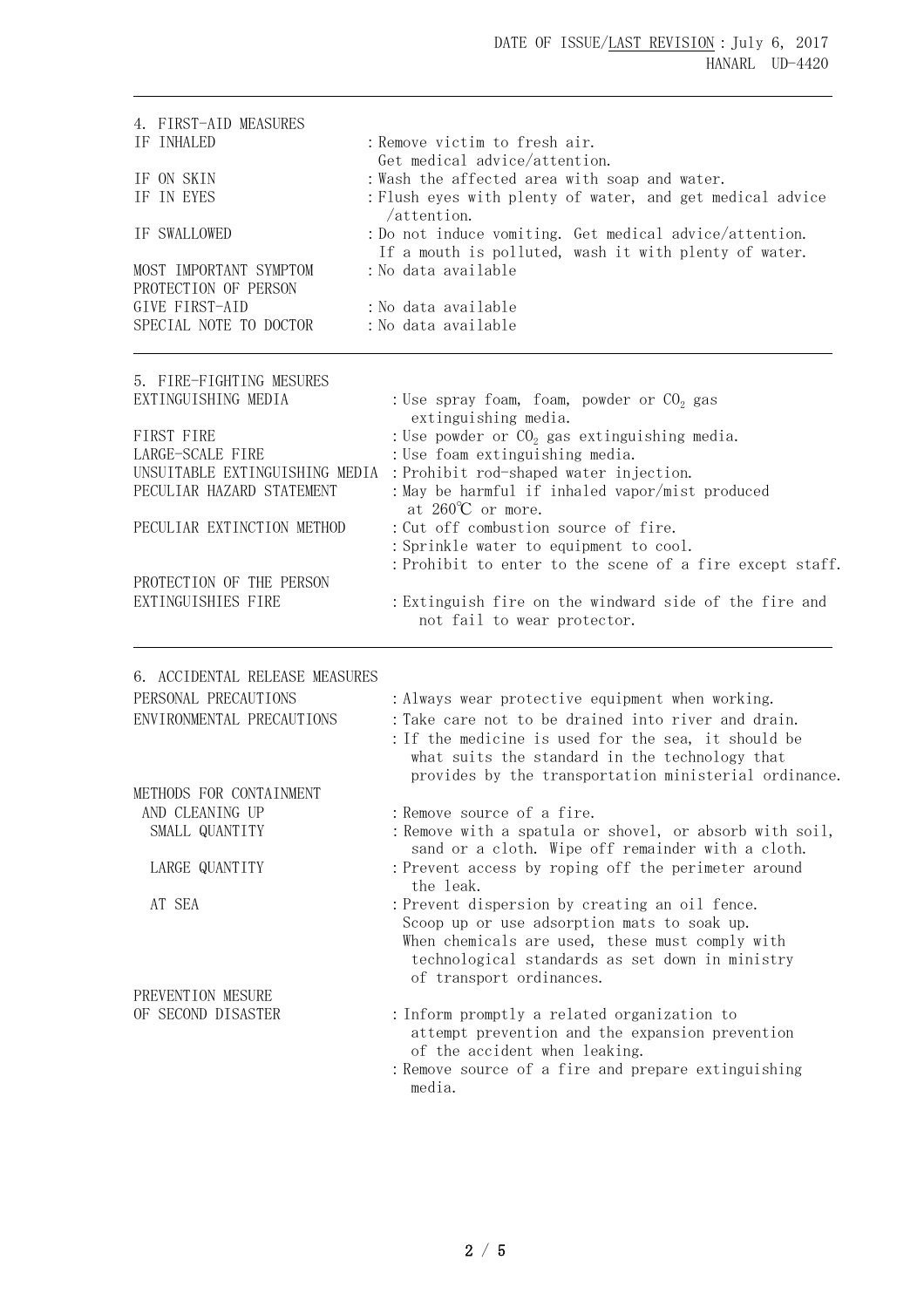## 4. FIRST-AID MEASURES

| | |
|---|---|
| IF INHALED | : Remove victim to fresh air. Get medical advice/attention. |
| IF ON SKIN | : Wash the affected area with soap and water. |
| IF IN EYES | : Flush eyes with plenty of water, and get medical advice /attention. |
| IF SWALLOWED | : Do not induce vomiting. Get medical advice/attention. If a mouth is polluted, wash it with plenty of water. |
| MOST IMPORTANT SYMPTOM | : No data available |
| PROTECTION OF PERSON GIVE FIRST-AID | : No data available |
| SPECIAL NOTE TO DOCTOR | : No data available |

## 5. FIRE-FIGHTING MESURES

| | |
|---|---|
| EXTINGUISHING MEDIA | : Use spray foam, foam, powder or $CO_2$ gas extinguishing media. |
| FIRST FIRE | : Use powder or $CO_2$ gas extinguishing media. |
| LARGE-SCALE FIRE | : Use foam extinguishing media. |
| UNSUITABLE EXTINGUISHING MEDIA | : Prohibit rod-shaped water injection. |
| PECULIAR HAZARD STATEMENT | : May be harmful if inhaled vapor/mist produced at 260℃ or more. |
| PECULIAR EXTINCTION METHOD | : Cut off combustion source of fire.<br>: Sprinkle water to equipment to cool.<br>: Prohibit to enter to the scene of a fire except staff. |
| PROTECTION OF THE PERSON EXTINGUISHIES FIRE | : Extinguish fire on the windward side of the fire and not fail to wear protector. |

## 6. ACCIDENTAL RELEASE MEASURES

| | |
|---|---|
| PERSONAL PRECAUTIONS | : Always wear protective equipment when working. |
| ENVIRONMENTAL PRECAUTIONS | : Take care not to be drained into river and drain.<br>: If the medicine is used for the sea, it should be what suits the standard in the technology that provides by the transportation ministerial ordinance. |
| METHODS FOR CONTAINMENT AND CLEANING UP | : Remove source of a fire. |
| SMALL QUANTITY | : Remove with a spatula or shovel, or absorb with soil, sand or a cloth. Wipe off remainder with a cloth. |
| LARGE QUANTITY | : Prevent access by roping off the perimeter around the leak. |
| AT SEA | : Prevent dispersion by creating an oil fence. Scoop up or use adsorption mats to soak up. When chemicals are used, these must comply with technological standards as set down in ministry of transport ordinances. |
| PREVENTION MESURE OF SECOND DISASTER | : Inform promptly a related organization to attempt prevention and the expansion prevention of the accident when leaking.<br>: Remove source of a fire and prepare extinguishing media. |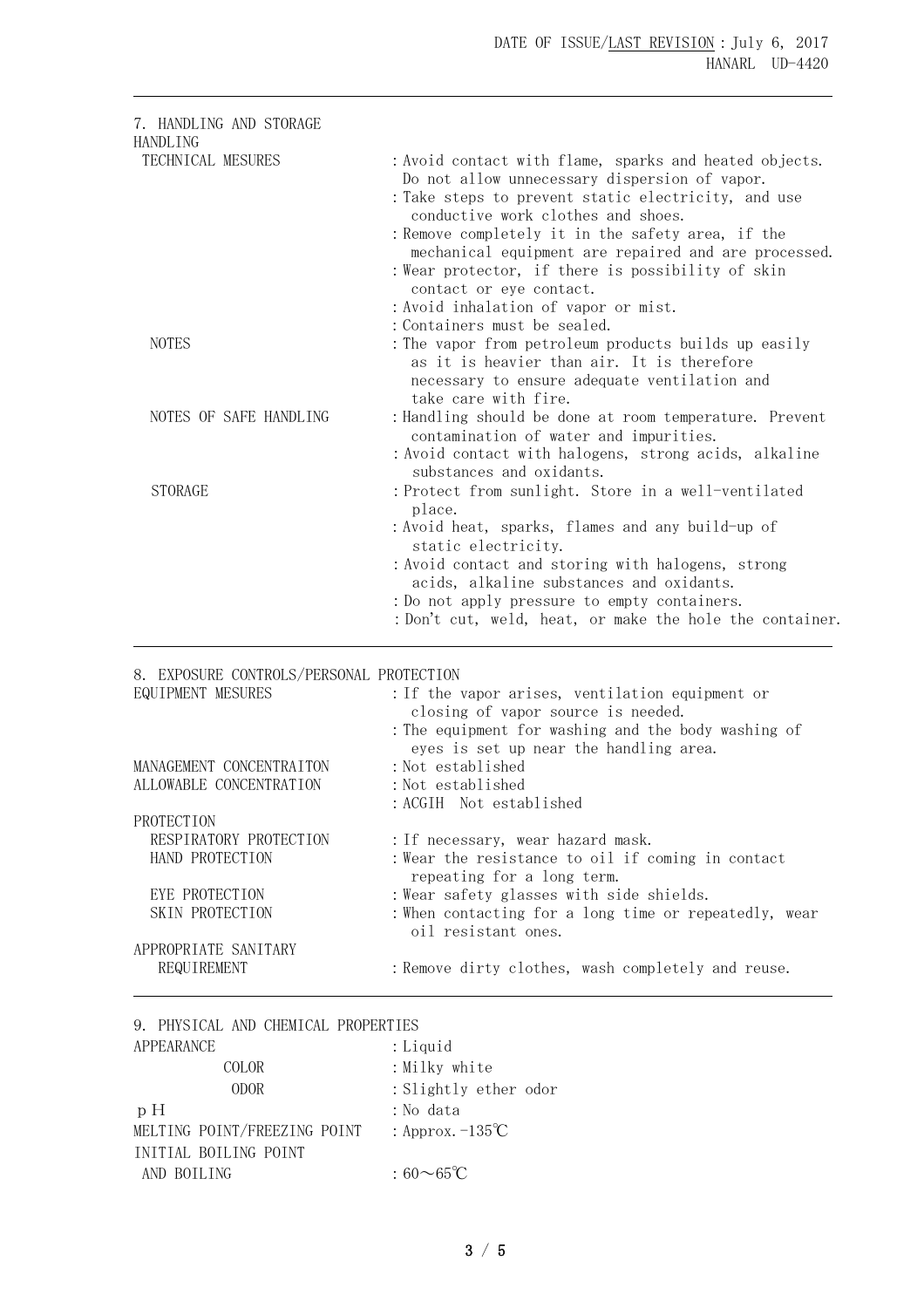## 7. HANDLING AND STORAGE

### HANDLING

| | |
|---|---|
| TECHNICAL MESURES | : Avoid contact with flame, sparks and heated objects. Do not allow unnecessary dispersion of vapor. |
| | : Take steps to prevent static electricity, and use conductive work clothes and shoes. |
| | : Remove completely it in the safety area, if the mechanical equipment are repaired and are processed. |
| | : Wear protector, if there is possibility of skin contact or eye contact. |
| | : Avoid inhalation of vapor or mist. |
| | : Containers must be sealed. |
| NOTES | : The vapor from petroleum products builds up easily as it is heavier than air. It is therefore necessary to ensure adequate ventilation and take care with fire. |
| NOTES OF SAFE HANDLING | : Handling should be done at room temperature. Prevent contamination of water and impurities. |
| | : Avoid contact with halogens, strong acids, alkaline substances and oxidants. |
| STORAGE | : Protect from sunlight. Store in a well-ventilated place. |
| | : Avoid heat, sparks, flames and any build-up of static electricity. |
| | : Avoid contact and storing with halogens, strong acids, alkaline substances and oxidants. |
| | : Do not apply pressure to empty containers. |
| | : Don't cut, weld, heat, or make the hole the container. |

## 8. EXPOSURE CONTROLS/PERSONAL PROTECTION

| | |
|---|---|
| EQUIPMENT MESURES | : If the vapor arises, ventilation equipment or closing of vapor source is needed. |
| | : The equipment for washing and the body washing of eyes is set up near the handling area. |
| MANAGEMENT CONCENTRAITON | : Not established |
| ALLOWABLE CONCENTRATION | : Not established |
| | : ACGIH Not established |
| PROTECTION | |
| RESPIRATORY PROTECTION | : If necessary, wear hazard mask. |
| HAND PROTECTION | : Wear the resistance to oil if coming in contact repeating for a long term. |
| EYE PROTECTION | : Wear safety glasses with side shields. |
| SKIN PROTECTION | : When contacting for a long time or repeatedly, wear oil resistant ones. |
| APPROPRIATE SANITARY REQUIREMENT | : Remove dirty clothes, wash completely and reuse. |

## 9. PHYSICAL AND CHEMICAL PROPERTIES

| | |
|---|---|
| APPEARANCE | : Liquid |
| COLOR | : Milky white |
| ODOR | : Slightly ether odor |
| pH | : No data |
| MELTING POINT/FREEZING POINT | : Approx. -135℃ |
| INITIAL BOILING POINT AND BOILING | : 60～65℃ |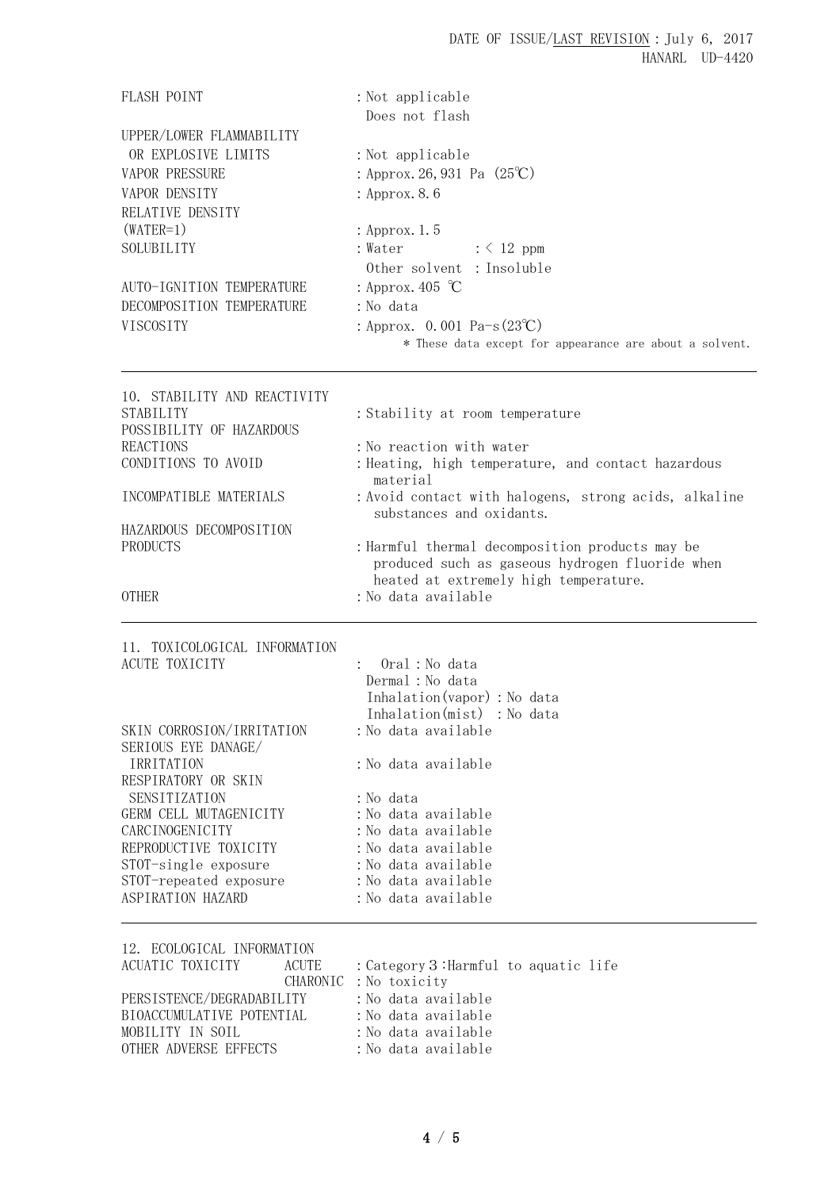| | |
|---|---|
| FLASH POINT | : Not applicable<br>Does not flash |
| UPPER/LOWER FLAMMABILITY OR EXPLOSIVE LIMITS | : Not applicable |
| VAPOR PRESSURE | : Approx. 26,931 Pa (25℃) |
| VAPOR DENSITY | : Approx. 8.6 |
| RELATIVE DENSITY (WATER=1) | : Approx. 1.5 |
| SOLUBILITY | : Water : < 12 ppm<br>Other solvent : Insoluble |
| AUTO-IGNITION TEMPERATURE | : Approx. 405 ℃ |
| DECOMPOSITION TEMPERATURE | : No data |
| VISCOSITY | : Approx. 0.001 Pa-s (23℃) |

\* These data except for appearance are about a solvent.

---

## 10. STABILITY AND REACTIVITY

| | |
|---|---|
| STABILITY | : Stability at room temperature |
| POSSIBILITY OF HAZARDOUS REACTIONS | : No reaction with water |
| CONDITIONS TO AVOID | : Heating, high temperature, and contact hazardous material |
| INCOMPATIBLE MATERIALS | : Avoid contact with halogens, strong acids, alkaline substances and oxidants. |
| HAZARDOUS DECOMPOSITION PRODUCTS | : Harmful thermal decomposition products may be produced such as gaseous hydrogen fluoride when heated at extremely high temperature. |
| OTHER | : No data available |

---

## 11. TOXICOLOGICAL INFORMATION

| | |
|---|---|
| ACUTE TOXICITY | : Oral : No data<br>Dermal : No data<br>Inhalation(vapor) : No data<br>Inhalation(mist) : No data |
| SKIN CORROSION/IRRITATION | : No data available |
| SERIOUS EYE DANAGE/ IRRITATION | : No data available |
| RESPIRATORY OR SKIN SENSITIZATION | : No data |
| GERM CELL MUTAGENICITY | : No data available |
| CARCINOGENICITY | : No data available |
| REPRODUCTIVE TOXICITY | : No data available |
| STOT-single exposure | : No data available |
| STOT-repeated exposure | : No data available |
| ASPIRATION HAZARD | : No data available |

---

## 12. ECOLOGICAL INFORMATION

| | | |
|---|---|---|
| ACUATIC TOXICITY | ACUTE | : Category 3 : Harmful to aquatic life |
| | CHARONIC | : No toxicity |
| PERSISTENCE/DEGRADABILITY | | : No data available |
| BIOACCUMULATIVE POTENTIAL | | : No data available |
| MOBILITY IN SOIL | | : No data available |
| OTHER ADVERSE EFFECTS | | : No data available |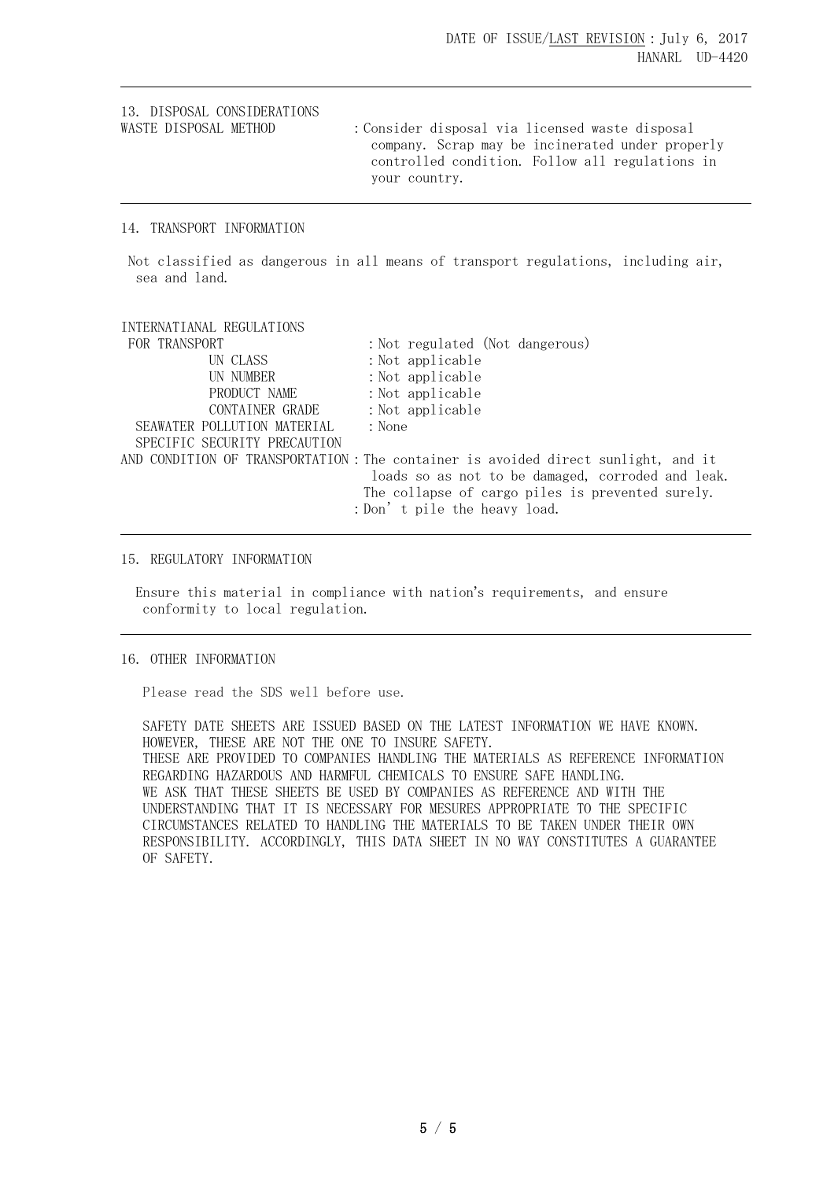## 13. DISPOSAL CONSIDERATIONS

WASTE DISPOSAL METHOD : Consider disposal via licensed waste disposal company. Scrap may be incinerated under properly controlled condition. Follow all regulations in your country.

## 14. TRANSPORT INFORMATION

Not classified as dangerous in all means of transport regulations, including air, sea and land.

| | |
|---|---|
| INTERNATIANAL REGULATIONS FOR TRANSPORT | : Not regulated (Not dangerous) |
| UN CLASS | : Not applicable |
| UN NUMBER | : Not applicable |
| PRODUCT NAME | : Not applicable |
| CONTAINER GRADE | : Not applicable |
| SEAWATER POLLUTION MATERIAL | : None |
| SPECIFIC SECURITY PRECAUTION AND CONDITION OF TRANSPORTATION | : The container is avoided direct sunlight, and it loads so as not to be damaged, corroded and leak. The collapse of cargo piles is prevented surely. : Don't pile the heavy load. |

## 15. REGULATORY INFORMATION

Ensure this material in compliance with nation's requirements, and ensure conformity to local regulation.

## 16. OTHER INFORMATION

Please read the SDS well before use.

SAFETY DATE SHEETS ARE ISSUED BASED ON THE LATEST INFORMATION WE HAVE KNOWN. HOWEVER, THESE ARE NOT THE ONE TO INSURE SAFETY.
THESE ARE PROVIDED TO COMPANIES HANDLING THE MATERIALS AS REFERENCE INFORMATION REGARDING HAZARDOUS AND HARMFUL CHEMICALS TO ENSURE SAFE HANDLING.
WE ASK THAT THESE SHEETS BE USED BY COMPANIES AS REFERENCE AND WITH THE UNDERSTANDING THAT IT IS NECESSARY FOR MESURES APPROPRIATE TO THE SPECIFIC CIRCUMSTANCES RELATED TO HANDLING THE MATERIALS TO BE TAKEN UNDER THEIR OWN RESPONSIBILITY. ACCORDINGLY, THIS DATA SHEET IN NO WAY CONSTITUTES A GUARANTEE OF SAFETY.